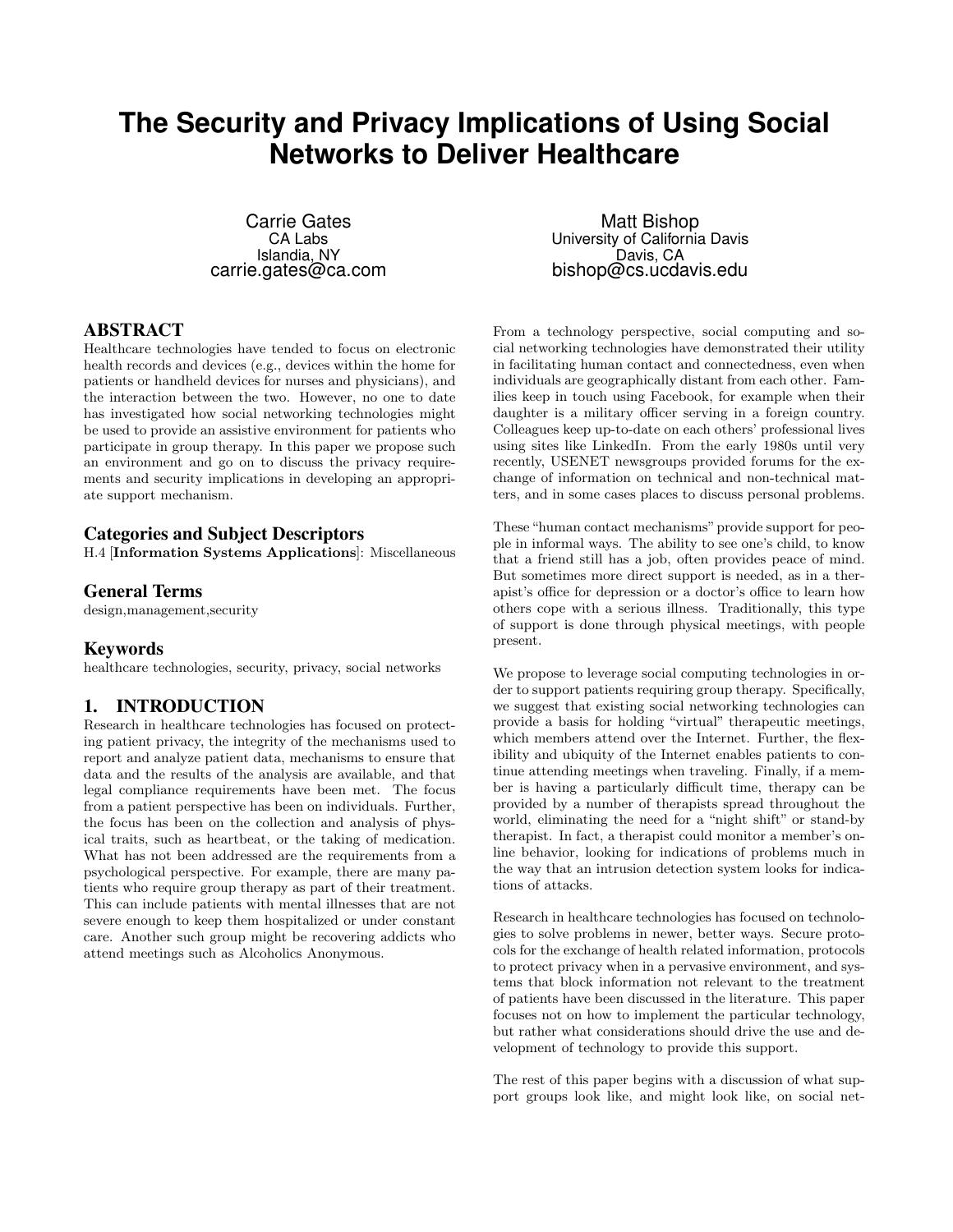# The Security and Privacy Implications of Using Social Networks to Deliver Healthcare

Carrie Gates
CA Labs
Islandia, NY
carrie.gates@ca.com

Matt Bishop
University of California Davis
Davis, CA
bishop@cs.ucdavis.edu

## ABSTRACT

Healthcare technologies have tended to focus on electronic health records and devices (e.g., devices within the home for patients or handheld devices for nurses and physicians), and the interaction between the two. However, no one to date has investigated how social networking technologies might be used to provide an assistive environment for patients who participate in group therapy. In this paper we propose such an environment and go on to discuss the privacy requirements and security implications in developing an appropriate support mechanism.

### Categories and Subject Descriptors

H.4 [**Information Systems Applications**]: Miscellaneous

### General Terms

design,management,security

### Keywords

healthcare technologies, security, privacy, social networks

## 1. INTRODUCTION

Research in healthcare technologies has focused on protecting patient privacy, the integrity of the mechanisms used to report and analyze patient data, mechanisms to ensure that data and the results of the analysis are available, and that legal compliance requirements have been met. The focus from a patient perspective has been on individuals. Further, the focus has been on the collection and analysis of physical traits, such as heartbeat, or the taking of medication. What has not been addressed are the requirements from a psychological perspective. For example, there are many patients who require group therapy as part of their treatment. This can include patients with mental illnesses that are not severe enough to keep them hospitalized or under constant care. Another such group might be recovering addicts who attend meetings such as Alcoholics Anonymous.

From a technology perspective, social computing and social networking technologies have demonstrated their utility in facilitating human contact and connectedness, even when individuals are geographically distant from each other. Families keep in touch using Facebook, for example when their daughter is a military officer serving in a foreign country. Colleagues keep up-to-date on each others' professional lives using sites like LinkedIn. From the early 1980s until very recently, USENET newsgroups provided forums for the exchange of information on technical and non-technical matters, and in some cases places to discuss personal problems.

These "human contact mechanisms" provide support for people in informal ways. The ability to see one's child, to know that a friend still has a job, often provides peace of mind. But sometimes more direct support is needed, as in a therapist's office for depression or a doctor's office to learn how others cope with a serious illness. Traditionally, this type of support is done through physical meetings, with people present.

We propose to leverage social computing technologies in order to support patients requiring group therapy. Specifically, we suggest that existing social networking technologies can provide a basis for holding "virtual" therapeutic meetings, which members attend over the Internet. Further, the flexibility and ubiquity of the Internet enables patients to continue attending meetings when traveling. Finally, if a member is having a particularly difficult time, therapy can be provided by a number of therapists spread throughout the world, eliminating the need for a "night shift" or stand-by therapist. In fact, a therapist could monitor a member's online behavior, looking for indications of problems much in the way that an intrusion detection system looks for indications of attacks.

Research in healthcare technologies has focused on technologies to solve problems in newer, better ways. Secure protocols for the exchange of health related information, protocols to protect privacy when in a pervasive environment, and systems that block information not relevant to the treatment of patients have been discussed in the literature. This paper focuses not on how to implement the particular technology, but rather what considerations should drive the use and development of technology to provide this support.

The rest of this paper begins with a discussion of what support groups look like, and might look like, on social net-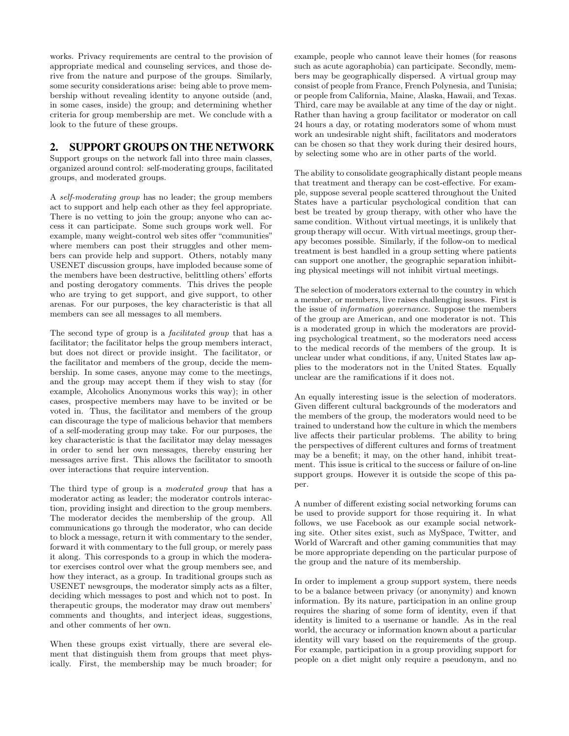works. Privacy requirements are central to the provision of appropriate medical and counseling services, and those derive from the nature and purpose of the groups. Similarly, some security considerations arise: being able to prove membership without revealing identity to anyone outside (and, in some cases, inside) the group; and determining whether criteria for group membership are met. We conclude with a look to the future of these groups.

## 2. SUPPORT GROUPS ON THE NETWORK

Support groups on the network fall into three main classes, organized around control: self-moderating groups, facilitated groups, and moderated groups.

A *self-moderating group* has no leader; the group members act to support and help each other as they feel appropriate. There is no vetting to join the group; anyone who can access it can participate. Some such groups work well. For example, many weight-control web sites offer "communities" where members can post their struggles and other members can provide help and support. Others, notably many USENET discussion groups, have imploded because some of the members have been destructive, belittling others' efforts and posting derogatory comments. This drives the people who are trying to get support, and give support, to other arenas. For our purposes, the key characteristic is that all members can see all messages to all members.

The second type of group is a *facilitated group* that has a facilitator; the facilitator helps the group members interact, but does not direct or provide insight. The facilitator, or the facilitator and members of the group, decide the membership. In some cases, anyone may come to the meetings, and the group may accept them if they wish to stay (for example, Alcoholics Anonymous works this way); in other cases, prospective members may have to be invited or be voted in. Thus, the facilitator and members of the group can discourage the type of malicious behavior that members of a self-moderating group may take. For our purposes, the key characteristic is that the facilitator may delay messages in order to send her own messages, thereby ensuring her messages arrive first. This allows the facilitator to smooth over interactions that require intervention.

The third type of group is a *moderated group* that has a moderator acting as leader; the moderator controls interaction, providing insight and direction to the group members. The moderator decides the membership of the group. All communications go through the moderator, who can decide to block a message, return it with commentary to the sender, forward it with commentary to the full group, or merely pass it along. This corresponds to a group in which the moderator exercises control over what the group members see, and how they interact, as a group. In traditional groups such as USENET newsgroups, the moderator simply acts as a filter, deciding which messages to post and which not to post. In therapeutic groups, the moderator may draw out members' comments and thoughts, and interject ideas, suggestions, and other comments of her own.

When these groups exist virtually, there are several element that distinguish them from groups that meet physically. First, the membership may be much broader; for example, people who cannot leave their homes (for reasons such as acute agoraphobia) can participate. Secondly, members may be geographically dispersed. A virtual group may consist of people from France, French Polynesia, and Tunisia; or people from California, Maine, Alaska, Hawaii, and Texas. Third, care may be available at any time of the day or night. Rather than having a group facilitator or moderator on call 24 hours a day, or rotating moderators some of whom must work an undesirable night shift, facilitators and moderators can be chosen so that they work during their desired hours, by selecting some who are in other parts of the world.

The ability to consolidate geographically distant people means that treatment and therapy can be cost-effective. For example, suppose several people scattered throughout the United States have a particular psychological condition that can best be treated by group therapy, with other who have the same condition. Without virtual meetings, it is unlikely that group therapy will occur. With virtual meetings, group therapy becomes possible. Similarly, if the follow-on to medical treatment is best handled in a group setting where patients can support one another, the geographic separation inhibiting physical meetings will not inhibit virtual meetings.

The selection of moderators external to the country in which a member, or members, live raises challenging issues. First is the issue of *information governance*. Suppose the members of the group are American, and one moderator is not. This is a moderated group in which the moderators are providing psychological treatment, so the moderators need access to the medical records of the members of the group. It is unclear under what conditions, if any, United States law applies to the moderators not in the United States. Equally unclear are the ramifications if it does not.

An equally interesting issue is the selection of moderators. Given different cultural backgrounds of the moderators and the members of the group, the moderators would need to be trained to understand how the culture in which the members live affects their particular problems. The ability to bring the perspectives of different cultures and forms of treatment may be a benefit; it may, on the other hand, inhibit treatment. This issue is critical to the success or failure of on-line support groups. However it is outside the scope of this paper.

A number of different existing social networking forums can be used to provide support for those requiring it. In what follows, we use Facebook as our example social networking site. Other sites exist, such as MySpace, Twitter, and World of Warcraft and other gaming communities that may be more appropriate depending on the particular purpose of the group and the nature of its membership.

In order to implement a group support system, there needs to be a balance between privacy (or anonymity) and known information. By its nature, participation in an online group requires the sharing of some form of identity, even if that identity is limited to a username or handle. As in the real world, the accuracy or information known about a particular identity will vary based on the requirements of the group. For example, participation in a group providing support for people on a diet might only require a pseudonym, and no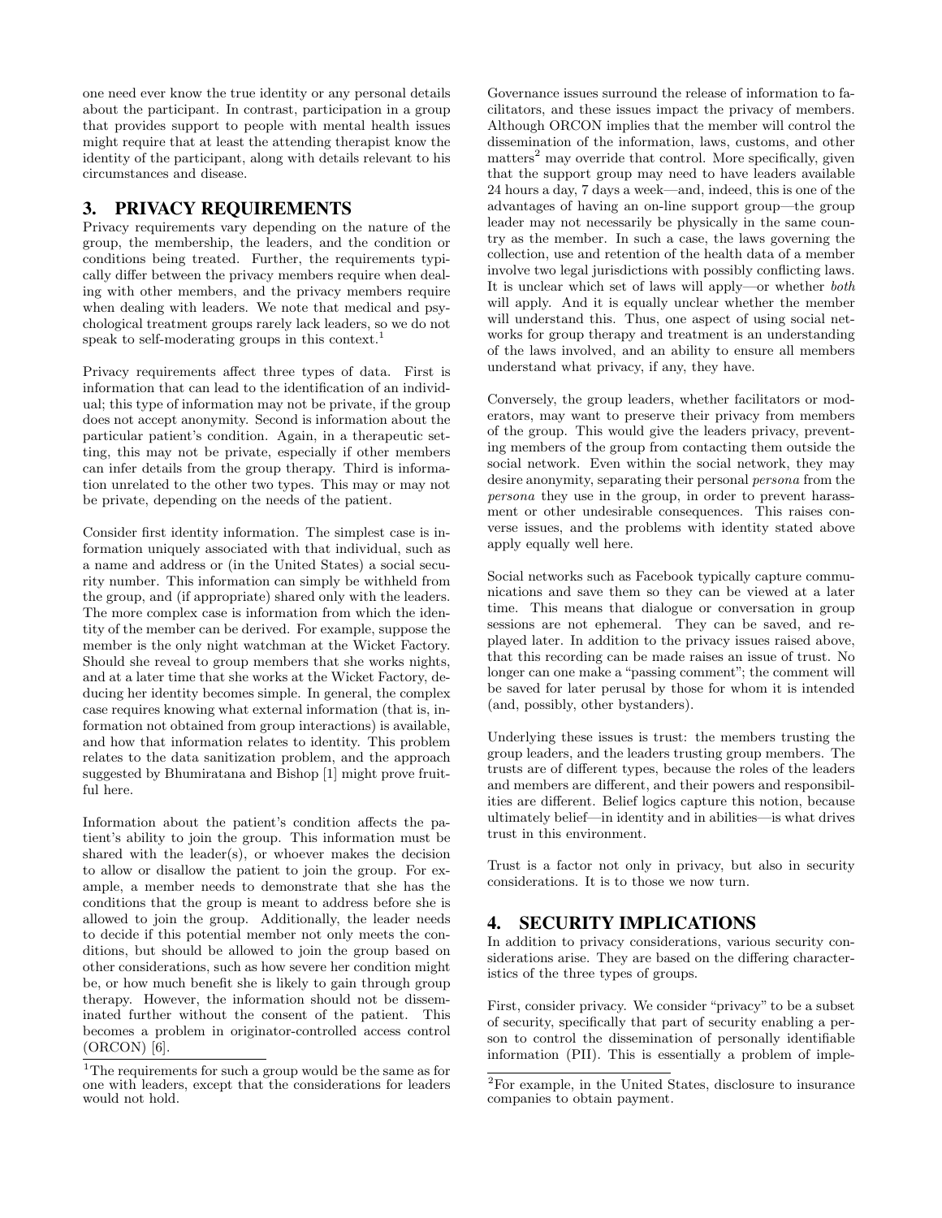one need ever know the true identity or any personal details about the participant. In contrast, participation in a group that provides support to people with mental health issues might require that at least the attending therapist know the identity of the participant, along with details relevant to his circumstances and disease.

## 3. PRIVACY REQUIREMENTS

Privacy requirements vary depending on the nature of the group, the membership, the leaders, and the condition or conditions being treated. Further, the requirements typically differ between the privacy members require when dealing with other members, and the privacy members require when dealing with leaders. We note that medical and psychological treatment groups rarely lack leaders, so we do not speak to self-moderating groups in this context.[1]

Privacy requirements affect three types of data. First is information that can lead to the identification of an individual; this type of information may not be private, if the group does not accept anonymity. Second is information about the particular patient's condition. Again, in a therapeutic setting, this may not be private, especially if other members can infer details from the group therapy. Third is information unrelated to the other two types. This may or may not be private, depending on the needs of the patient.

Consider first identity information. The simplest case is information uniquely associated with that individual, such as a name and address or (in the United States) a social security number. This information can simply be withheld from the group, and (if appropriate) shared only with the leaders. The more complex case is information from which the identity of the member can be derived. For example, suppose the member is the only night watchman at the Wicket Factory. Should she reveal to group members that she works nights, and at a later time that she works at the Wicket Factory, deducing her identity becomes simple. In general, the complex case requires knowing what external information (that is, information not obtained from group interactions) is available, and how that information relates to identity. This problem relates to the data sanitization problem, and the approach suggested by Bhumiratana and Bishop [1] might prove fruitful here.

Information about the patient's condition affects the patient's ability to join the group. This information must be shared with the leader(s), or whoever makes the decision to allow or disallow the patient to join the group. For example, a member needs to demonstrate that she has the conditions that the group is meant to address before she is allowed to join the group. Additionally, the leader needs to decide if this potential member not only meets the conditions, but should be allowed to join the group based on other considerations, such as how severe her condition might be, or how much benefit she is likely to gain through group therapy. However, the information should not be disseminated further without the consent of the patient. This becomes a problem in originator-controlled access control (ORCON) [6].

Governance issues surround the release of information to facilitators, and these issues impact the privacy of members. Although ORCON implies that the member will control the dissemination of the information, laws, customs, and other matters[2] may override that control. More specifically, given that the support group may need to have leaders available 24 hours a day, 7 days a week—and, indeed, this is one of the advantages of having an on-line support group—the group leader may not necessarily be physically in the same country as the member. In such a case, the laws governing the collection, use and retention of the health data of a member involve two legal jurisdictions with possibly conflicting laws. It is unclear which set of laws will apply—or whether *both* will apply. And it is equally unclear whether the member will understand this. Thus, one aspect of using social networks for group therapy and treatment is an understanding of the laws involved, and an ability to ensure all members understand what privacy, if any, they have.

Conversely, the group leaders, whether facilitators or moderators, may want to preserve their privacy from members of the group. This would give the leaders privacy, preventing members of the group from contacting them outside the social network. Even within the social network, they may desire anonymity, separating their personal *persona* from the *persona* they use in the group, in order to prevent harassment or other undesirable consequences. This raises converse issues, and the problems with identity stated above apply equally well here.

Social networks such as Facebook typically capture communications and save them so they can be viewed at a later time. This means that dialogue or conversation in group sessions are not ephemeral. They can be saved, and replayed later. In addition to the privacy issues raised above, that this recording can be made raises an issue of trust. No longer can one make a "passing comment"; the comment will be saved for later perusal by those for whom it is intended (and, possibly, other bystanders).

Underlying these issues is trust: the members trusting the group leaders, and the leaders trusting group members. The trusts are of different types, because the roles of the leaders and members are different, and their powers and responsibilities are different. Belief logics capture this notion, because ultimately belief—in identity and in abilities—is what drives trust in this environment.

Trust is a factor not only in privacy, but also in security considerations. It is to those we now turn.

## 4. SECURITY IMPLICATIONS

In addition to privacy considerations, various security considerations arise. They are based on the differing characteristics of the three types of groups.

First, consider privacy. We consider "privacy" to be a subset of security, specifically that part of security enabling a person to control the dissemination of personally identifiable information (PII). This is essentially a problem of imple-

[1] The requirements for such a group would be the same as for one with leaders, except that the considerations for leaders would not hold.

[2] For example, in the United States, disclosure to insurance companies to obtain payment.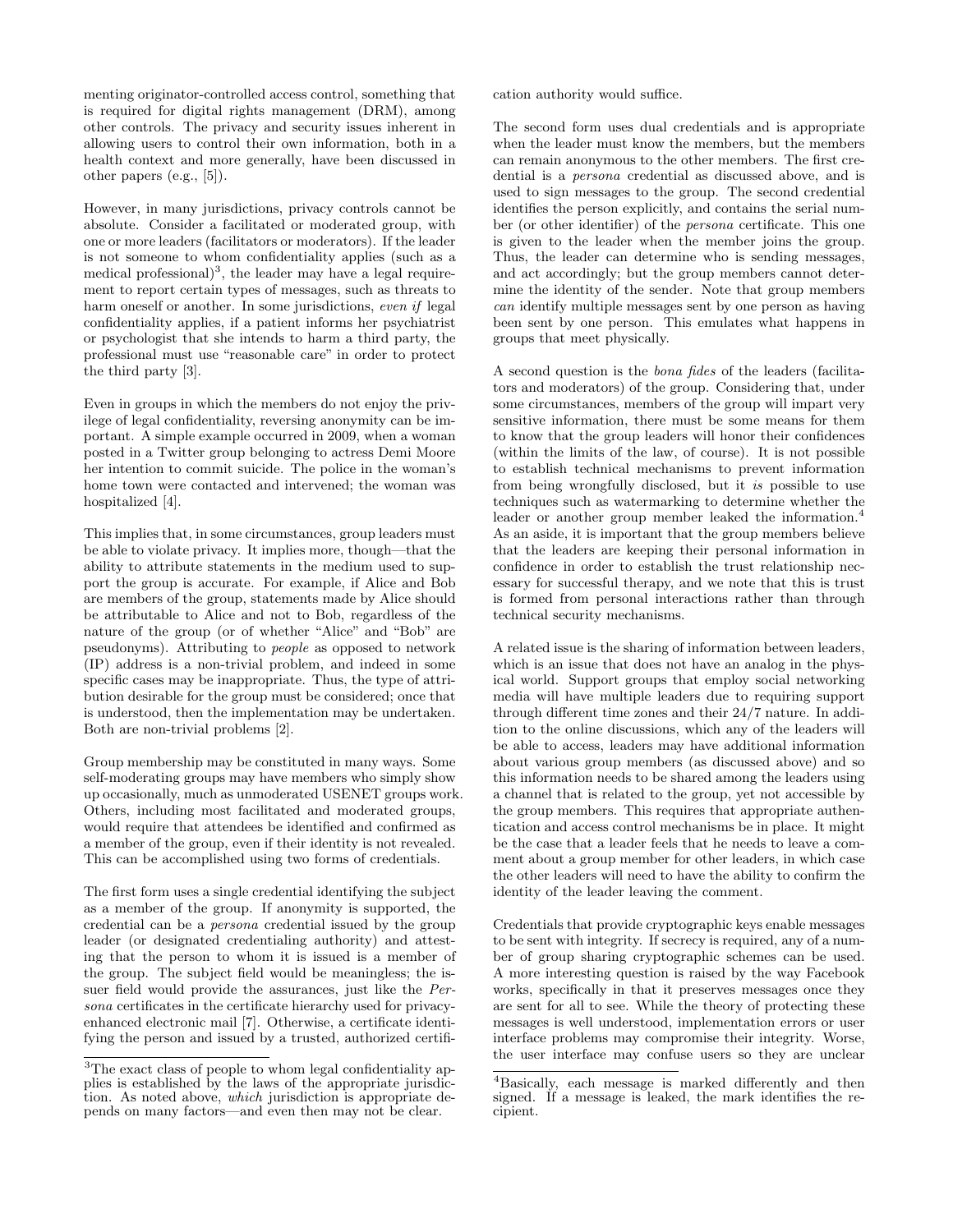menting originator-controlled access control, something that is required for digital rights management (DRM), among other controls. The privacy and security issues inherent in allowing users to control their own information, both in a health context and more generally, have been discussed in other papers (e.g., [5]).

However, in many jurisdictions, privacy controls cannot be absolute. Consider a facilitated or moderated group, with one or more leaders (facilitators or moderators). If the leader is not someone to whom confidentiality applies (such as a medical professional)[3], the leader may have a legal requirement to report certain types of messages, such as threats to harm oneself or another. In some jurisdictions, *even if* legal confidentiality applies, if a patient informs her psychiatrist or psychologist that she intends to harm a third party, the professional must use "reasonable care" in order to protect the third party [3].

Even in groups in which the members do not enjoy the privilege of legal confidentiality, reversing anonymity can be important. A simple example occurred in 2009, when a woman posted in a Twitter group belonging to actress Demi Moore her intention to commit suicide. The police in the woman's home town were contacted and intervened; the woman was hospitalized [4].

This implies that, in some circumstances, group leaders must be able to violate privacy. It implies more, though—that the ability to attribute statements in the medium used to support the group is accurate. For example, if Alice and Bob are members of the group, statements made by Alice should be attributable to Alice and not to Bob, regardless of the nature of the group (or of whether "Alice" and "Bob" are pseudonyms). Attributing to *people* as opposed to network (IP) address is a non-trivial problem, and indeed in some specific cases may be inappropriate. Thus, the type of attribution desirable for the group must be considered; once that is understood, then the implementation may be undertaken. Both are non-trivial problems [2].

Group membership may be constituted in many ways. Some self-moderating groups may have members who simply show up occasionally, much as unmoderated USENET groups work. Others, including most facilitated and moderated groups, would require that attendees be identified and confirmed as a member of the group, even if their identity is not revealed. This can be accomplished using two forms of credentials.

The first form uses a single credential identifying the subject as a member of the group. If anonymity is supported, the credential can be a *persona* credential issued by the group leader (or designated credentialing authority) and attesting that the person to whom it is issued is a member of the group. The subject field would be meaningless; the issuer field would provide the assurances, just like the *Persona* certificates in the certificate hierarchy used for privacy-enhanced electronic mail [7]. Otherwise, a certificate identifying the person and issued by a trusted, authorized certification authority would suffice.

The second form uses dual credentials and is appropriate when the leader must know the members, but the members can remain anonymous to the other members. The first credential is a *persona* credential as discussed above, and is used to sign messages to the group. The second credential identifies the person explicitly, and contains the serial number (or other identifier) of the *persona* certificate. This one is given to the leader when the member joins the group. Thus, the leader can determine who is sending messages, and act accordingly; but the group members cannot determine the identity of the sender. Note that group members *can* identify multiple messages sent by one person as having been sent by one person. This emulates what happens in groups that meet physically.

A second question is the *bona fides* of the leaders (facilitators and moderators) of the group. Considering that, under some circumstances, members of the group will impart very sensitive information, there must be some means for them to know that the group leaders will honor their confidences (within the limits of the law, of course). It is not possible to establish technical mechanisms to prevent information from being wrongfully disclosed, but it *is* possible to use techniques such as watermarking to determine whether the leader or another group member leaked the information.[4] As an aside, it is important that the group members believe that the leaders are keeping their personal information in confidence in order to establish the trust relationship necessary for successful therapy, and we note that this is trust is formed from personal interactions rather than through technical security mechanisms.

A related issue is the sharing of information between leaders, which is an issue that does not have an analog in the physical world. Support groups that employ social networking media will have multiple leaders due to requiring support through different time zones and their 24/7 nature. In addition to the online discussions, which any of the leaders will be able to access, leaders may have additional information about various group members (as discussed above) and so this information needs to be shared among the leaders using a channel that is related to the group, yet not accessible by the group members. This requires that appropriate authentication and access control mechanisms be in place. It might be the case that a leader feels that he needs to leave a comment about a group member for other leaders, in which case the other leaders will need to have the ability to confirm the identity of the leader leaving the comment.

Credentials that provide cryptographic keys enable messages to be sent with integrity. If secrecy is required, any of a number of group sharing cryptographic schemes can be used. A more interesting question is raised by the way Facebook works, specifically in that it preserves messages once they are sent for all to see. While the theory of protecting these messages is well understood, implementation errors or user interface problems may compromise their integrity. Worse, the user interface may confuse users so they are unclear

[3] The exact class of people to whom legal confidentiality applies is established by the laws of the appropriate jurisdiction. As noted above, *which* jurisdiction is appropriate depends on many factors—and even then may not be clear.

[4] Basically, each message is marked differently and then signed. If a message is leaked, the mark identifies the recipient.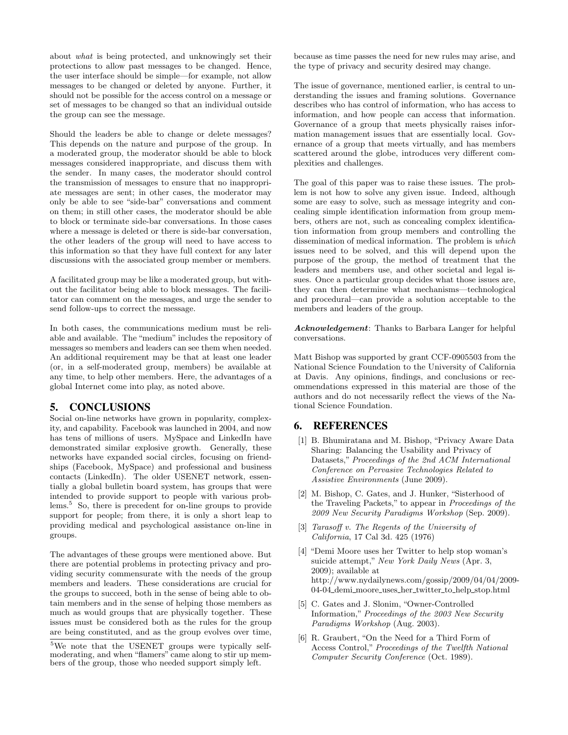about *what* is being protected, and unknowingly set their protections to allow past messages to be changed. Hence, the user interface should be simple—for example, not allow messages to be changed or deleted by anyone. Further, it should not be possible for the access control on a message or set of messages to be changed so that an individual outside the group can see the message.

Should the leaders be able to change or delete messages? This depends on the nature and purpose of the group. In a moderated group, the moderator should be able to block messages considered inappropriate, and discuss them with the sender. In many cases, the moderator should control the transmission of messages to ensure that no inappropriate messages are sent; in other cases, the moderator may only be able to see "side-bar" conversations and comment on them; in still other cases, the moderator should be able to block or terminate side-bar conversations. In those cases where a message is deleted or there is side-bar conversation, the other leaders of the group will need to have access to this information so that they have full context for any later discussions with the associated group member or members.

A facilitated group may be like a moderated group, but without the facilitator being able to block messages. The facilitator can comment on the messages, and urge the sender to send follow-ups to correct the message.

In both cases, the communications medium must be reliable and available. The "medium" includes the repository of messages so members and leaders can see them when needed. An additional requirement may be that at least one leader (or, in a self-moderated group, members) be available at any time, to help other members. Here, the advantages of a global Internet come into play, as noted above.

## 5. CONCLUSIONS

Social on-line networks have grown in popularity, complexity, and capability. Facebook was launched in 2004, and now has tens of millions of users. MySpace and LinkedIn have demonstrated similar explosive growth. Generally, these networks have expanded social circles, focusing on friendships (Facebook, MySpace) and professional and business contacts (LinkedIn). The older USENET network, essentially a global bulletin board system, has groups that were intended to provide support to people with various problems.[5] So, there is precedent for on-line groups to provide support for people; from there, it is only a short leap to providing medical and psychological assistance on-line in groups.

The advantages of these groups were mentioned above. But there are potential problems in protecting privacy and providing security commensurate with the needs of the group members and leaders. These considerations are crucial for the groups to succeed, both in the sense of being able to obtain members and in the sense of helping those members as much as would groups that are physically together. These issues must be considered both as the rules for the group are being constituted, and as the group evolves over time, because as time passes the need for new rules may arise, and the type of privacy and security desired may change.

[5] We note that the USENET groups were typically self-moderating, and when "flamers" came along to stir up members of the group, those who needed support simply left.

The issue of governance, mentioned earlier, is central to understanding the issues and framing solutions. Governance describes who has control of information, who has access to information, and how people can access that information. Governance of a group that meets physically raises information management issues that are essentially local. Governance of a group that meets virtually, and has members scattered around the globe, introduces very different complexities and challenges.

The goal of this paper was to raise these issues. The problem is not how to solve any given issue. Indeed, although some are easy to solve, such as message integrity and concealing simple identification information from group members, others are not, such as concealing complex identification information from group members and controlling the dissemination of medical information. The problem is *which* issues need to be solved, and this will depend upon the purpose of the group, the method of treatment that the leaders and members use, and other societal and legal issues. Once a particular group decides what those issues are, they can then determine what mechanisms—technological and procedural—can provide a solution acceptable to the members and leaders of the group.

***Acknowledgement***: Thanks to Barbara Langer for helpful conversations.

Matt Bishop was supported by grant CCF-0905503 from the National Science Foundation to the University of California at Davis. Any opinions, findings, and conclusions or recommendations expressed in this material are those of the authors and do not necessarily reflect the views of the National Science Foundation.

## 6. REFERENCES

[1] B. Bhumiratana and M. Bishop, "Privacy Aware Data Sharing: Balancing the Usability and Privacy of Datasets," *Proceedings of the 2nd ACM International Conference on Pervasive Technologies Related to Assistive Environments* (June 2009).

[2] M. Bishop, C. Gates, and J. Hunker, "Sisterhood of the Traveling Packets," to appear in *Proceedings of the 2009 New Security Paradigms Workshop* (Sep. 2009).

[3] *Tarasoff v. The Regents of the University of California*, 17 Cal 3d. 425 (1976)

[4] "Demi Moore uses her Twitter to help stop woman's suicide attempt," *New York Daily News* (Apr. 3, 2009); available at http://www.nydailynews.com/gossip/2009/04/04/2009-04-04_demi_moore_uses_her_twitter_to_help_stop.html

[5] C. Gates and J. Slonim, "Owner-Controlled Information," *Proceedings of the 2003 New Security Paradigms Workshop* (Aug. 2003).

[6] R. Graubert, "On the Need for a Third Form of Access Control," *Proceedings of the Twelfth National Computer Security Conference* (Oct. 1989).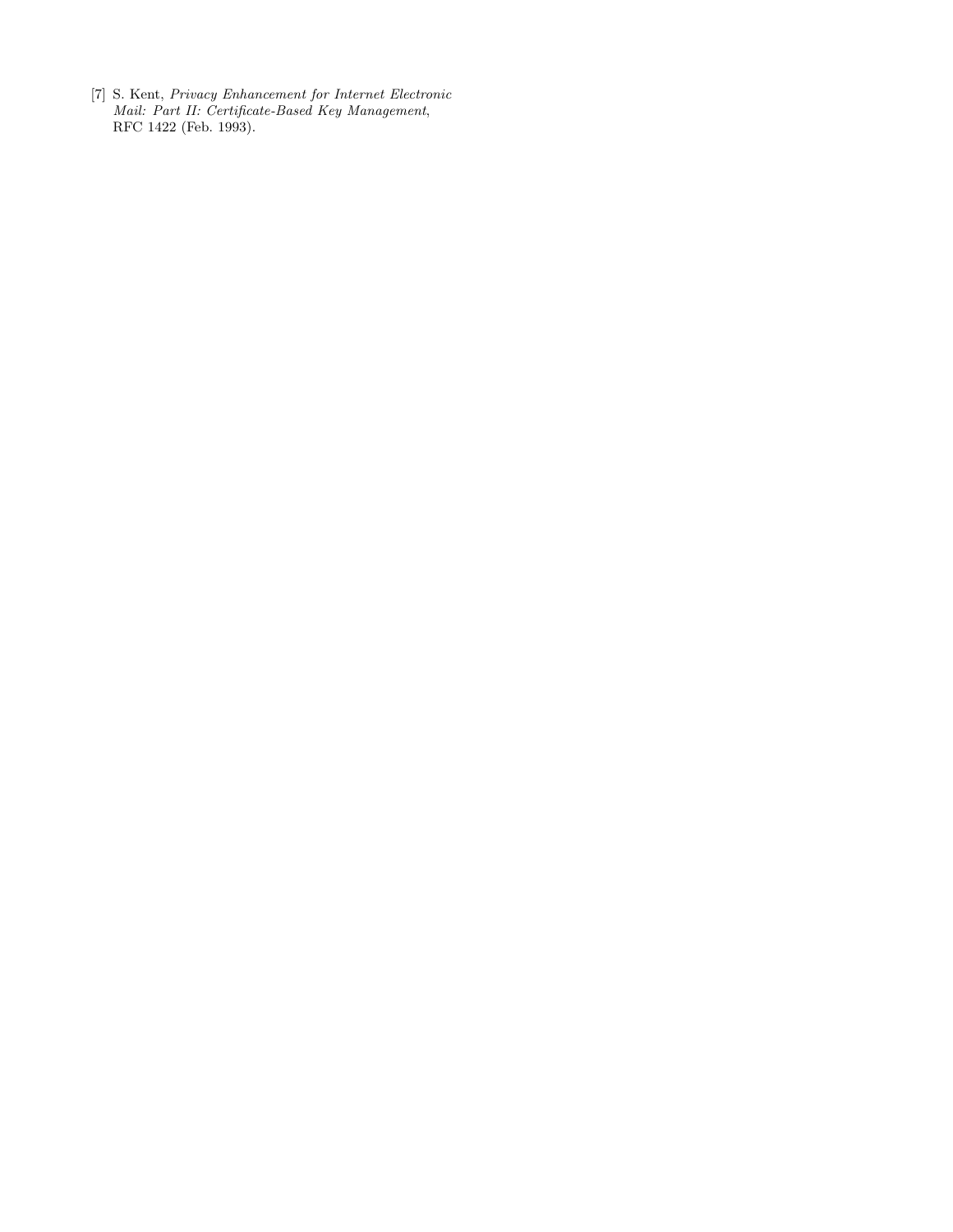[7] S. Kent, *Privacy Enhancement for Internet Electronic Mail: Part II: Certificate-Based Key Management*, RFC 1422 (Feb. 1993).